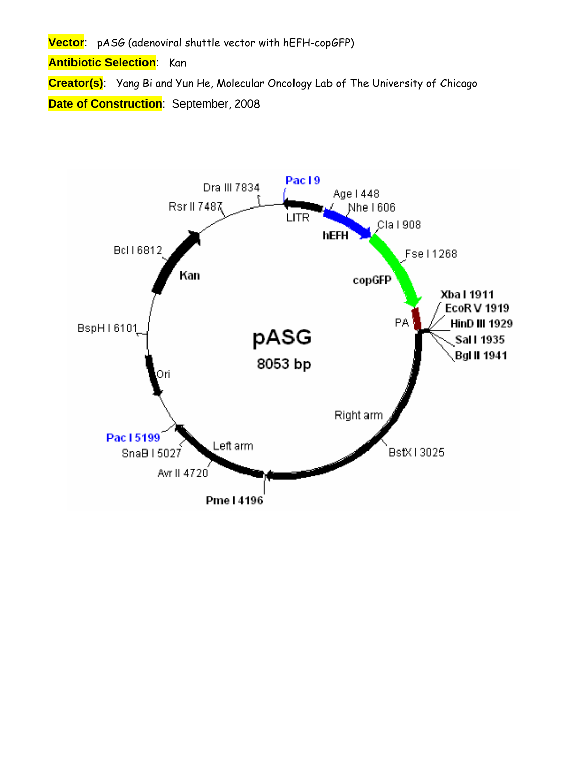**Vector**: pASG (adenoviral shuttle vector with hEFH-copGFP)

**Antibiotic Selection**: Kan

**Creator(s)**: Yang Bi and Yun He, Molecular Oncology Lab of The University of Chicago

**Date of Construction**: September, 2008

pASG

8053 bp

Pac I 9
Age I 448
Nhe I 606
Cla I 908
Fse I 1268
Xba I 1911
EcoR V 1919
HinD III 1929
Sal I 1935
Bgl II 1941
BstX I 3025
Pme I 4196
Avr II 4720
SnaB I 5027
Pac I 5199
BspH I 6101
Bcl I 6812
Rsr II 7487
Dra III 7834

LITR
hEFH
copGFP
PA
Right arm
Left arm
Ori
Kan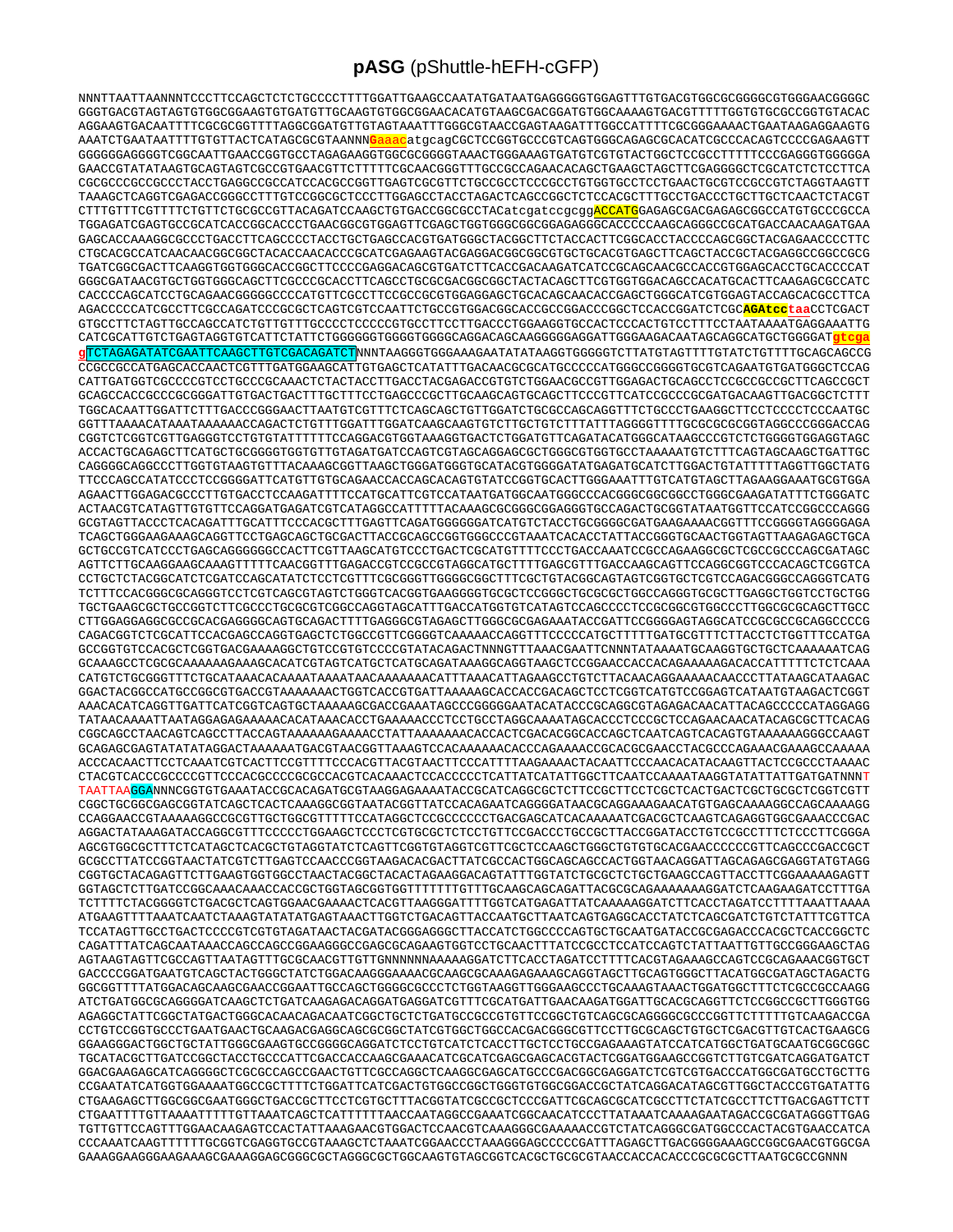# pASG (pShuttle-hEFH-cGFP)

```
NNNTTAATTAANNNTCCCTTCCAGCTCTCTGCCCCTTTTGGATTGAAGCCAATATGATAATGAGGGGGTGGAGTTTGTGACGTGGCGCGGGGCGTGGGAACGGGGC
GGGTGACGTAGTAGTGTGGCGGAAGTGTGATGTTGCAAGTGTGGCGGAACACATGTAAGCGACGGATGTGGCAAAAGTGACGTTTTTGGTGTGCGCCGGTGTACAC
AGGAAGTGACAATTTTCGCGCGGTTTTAGGCGGATGTTGTAGTAAATTTGGGCGTAACCGAGTAAGATTTGGCCATTTTCGCGGGAAAACTGAATAAGAGGAAGTG
AAATCTGAATAATTTTGTGTTACTCATAGCGCGTAANNNGaaacatgcagCGCTCCGGTGCCCGTCAGTGGGCAGAGCGCACATCGCCCACAGTCCCCGAGAAGTT
GGGGGGAGGGGTCGGCAATTGAACCGGTGCCTAGAGAAGGTGGCGCGGGGTAAACTGGGAAAGTGATGTCGTGTACTGGCTCCGCCTTTTTCCCGAGGGTGGGGGA
GAACCGTATATAAGTGCAGTAGTCGCCGTGAACGTTCTTTTTCGCAACGGGTTTGCCGCCAGAACACAGCTGAAGCTAGCTTCGAGGGGCTCGCATCTCTCCTTCA
CGCGCCCGCCGCCCTACCTGAGGCCGCCATCCACGCCGGTTGAGTCGCGTTCTGCCGCCTCCCGCCTGTGGTGCCTCCTGAACTGCGTCCGCCGTCTAGGTAAGTT
TAAAGCTCAGGTCGAGACCGGGCCTTTGTCCGGCGCTCCCTTGGAGCCTACCTAGACTCAGCCGGCTCTCCACGCTTTGCCTGACCCTGCTTGCTCAACTCTACGT
CTTTGTTTCGTTTTCTGTTCTGCGCCGTTACAGATCCAAGCTGTGACCGGCGCCTACatcgatccgcggACCATGGAGAGCGACGAGAGCGGCCATGTGCCCGCCA
TGGAGATCGAGTGCCGCATCACCGGCACCCTGAACGGCGTGGAGTTCGAGCTGGTGGGCGGCGGAGAGGGCACCCCCAAGCAGGGCCGCATGACCAACAAGATGAA
GAGCACCAAAGGCGCCCTGACCTTCAGCCCCTACCTGCTGAGCCACGTGATGGGCTACGGCTTCTACCACTTCGGCACCTACCCCAGCGGCTACGAGAACCCCTTC
CTGCACGCCATCAACAACGGCGGCTACACCAACACCCGCATCGAGAAGTACGAGGACGGCGGCGTGCTGCACGTGAGCTTCAGCTACCGCTACGAGGCCGGCCGCG
TGATCGGCGACTTCAAGGTGGTGGGCACCGGCTTCCCCGAGGACAGCGTGATCTTCACCGACAAGATCATCCGCAGCAACGCCACCGTGGAGCACCTGCACCCCAT
GGGCGATAACGTGCTGGTGGGCAGCTTCGCCCGCACCTTCAGCCTGCGCGACGGCGGCTACTACAGCTTCGTGGTGGACAGCCACATGCACTTCAAGAGCGCCATC
CACCCCAGCATCCTGCAGAACGGGGGCCCCATGTTCGCCTTCCGCCGCGTGGAGGAGCTGCACAGCAACACCGAGCTGGGCATCGTGGAGTACCAGCACGCCTTCA
AGACCCCCATCGCCTTCGCCAGATCCCGCGCTCAGTCGTCCAATTCTGCCGTGGACGGCACCGCCGGACCCGGCTCCACCGGATCTCGCAGAtcctaaCCTCGACT
GTGCCTTCTAGTTGCCAGCCATCTGTTGTTTGCCCCTCCCCCGTGCCTTCCTTGACCCTGGAAGGTGCCACTCCCACTGTCCTTTCCTAATAAAATGAGGAAATTG
CATCGCATTGTCTGAGTAGGTGTCATTCTATTCTGGGGGGTGGGGTGGGGCAGGACAGCAAGGGGGAGGATTGGGAAGACAATAGCAGGCATGCTGGGGATgtcga
gTCTAGAGATATCGAATTCAAGCTTGTCGACAGATCTNNNTAAGGGTGGGAAAGAATATATAAGGTGGGGGTCTTATGTAGTTTTGTATCTGTTTTGCAGCAGCCG
CCGCCGCCATGAGCACCAACTCGTTTGATGGAAGCATTGTGAGCTCATATTTGACAACGCGCATGCCCCCATGGGCCGGGGTGCGTCAGAATGTGATGGGCTCCAG
CATTGATGGTCGCCCCGTCCTGCCCGCAAACTCTACTACCTTGACCTACGAGACCGTGTCTGGAACGCCGTTGGAGACTGCAGCCTCCGCCGCCGCTTCAGCCGCT
GCAGCCACCGCCCGCGGGATTGTGACTGACTTTGCTTTCCTGAGCCCGCTTGCAAGCAGTGCAGCTTCCCGTTCATCCGCCCGCGATGACAAGTTGACGGCTCTTT
TGGCACAATTGGATTCTTTGACCCGGGAACTTAATGTCGTTTCTCAGCAGCTGTTGGATCTGCGCCAGCAGGTTTCTGCCCTGAAGGCTTCCTCCCCTCCCAATGC
GGTTTAAAACATAAATAAAAAACCAGACTCTGTTTGGATTTGGATCAAGCAAGTGTCTTGCTGTCTTTATTTAGGGGTTTTGCGCGCGCGGTAGGCCCGGGACCAG
CGGTCTCGGTCGTTGAGGGTCCTGTGTATTTTTTCCAGGACGTGGTAAAGGTGACTCTGGATGTTCAGATACATGGGCATAAGCCCGTCTCTGGGGTGGAGGTAGC
ACCACTGCAGAGCTTCATGCTGCGGGGTGGTGTTGTAGATGATCCAGTCGTAGCAGGAGCGCTGGGCGTGGTGCCTAAAAATGTCTTTCAGTAGCAAGCTGATTGC
CAGGGGCAGGCCCTTGGTGTAAGTGTTTACAAAGCGGTTAAGCTGGGATGGGTGCATACGTGGGGATATGAGATGCATCTTGGACTGTATTTTTAGGTTGGCTATG
TTCCCAGCCATATCCCTCCGGGGATTCATGTTGTGCAGAACCACCAGCACAGTGTATCCGGTGCACTTGGGAAATTTGTCATGTAGCTTAGAAGGAAATGCGTGGA
AGAACTTGGAGACGCCCTTGTGACCTCCAAGATTTTCCATGCATTCGTCCATAATGATGGCAATGGGCCCACGGGCGGCGGCCTGGGCGAAGATATTTCTGGGATC
ACTAACGTCATAGTTGTGTTCCAGGATGAGATCGTCATAGGCCATTTTTACAAAGCGCGGGCGGAGGGTGCCAGACTGCGGTATAATGGTTCCATCCGGCCCAGGG
GCGTAGTTACCCTCACAGATTTGCATTTCCCACGCTTTGAGTTCAGATGGGGGGATCATGTCTACCTGCGGGGCGATGAAGAAAACGGTTTCCGGGGTAGGGGAGA
TCAGCTGGGAAGAAAGCAGGTTCCTGAGCAGCTGCGACTTACCGCAGCCGGTGGGCCCGTAAATCACACCTATTACCGGGTGCAACTGGTAGTTAAGAGAGCTGCA
GCTGCCGTCATCCCTGAGCAGGGGGGCCACTTCGTTAAGCATGTCCCTGACTCGCATGTTTTCCCTGACCAAATCCGCCAGAAGGCGCTCGCCGCCCAGCGATAGC
AGTTCTTGCAAGGAAGCAAAGTTTTTCAACGGTTTGAGACCGTCCGCCGTAGGCATGCTTTTGAGCGTTTGACCAAGCAGTTCCAGGCGGTCCCACAGCTCGGTCA
CCTGCTCTACGGCATCTCGATCCAGCATATCTCCTCGTTTCGCGGGTTGGGGCGGCTTTCGCTGTACGGCAGTAGTCGGTGCTCGTCCAGACGGGCCAGGGTCATG
TCTTTCCACGGGCGCAGGGTCCTCGTCAGCGTAGTCTGGGTCACGGTGAAGGGGTGCGCTCCGGGCTGCGCGCTGGCCAGGGTGCGCTTGAGGCTGGTCCTGCTGG
TGCTGAAGCGCTGCCGGTCTTCGCCCTGCGCGTCGGCCAGGTAGCATTTGACCATGGTGTCATAGTCCAGCCCCTCCGCGGCGTGGCCCTTGGCGCGCAGCTTGCC
CTTGGAGGAGGCGCCGCACGAGGGGCAGTGCAGACTTTTGAGGGCGTAGAGCTTGGGCGCGAGAAATACCGATTCCGGGGAGTAGGCATCCGCGCCGCAGGCCCCG
CAGACGGTCTCGCATTCCACGAGCCAGGTGAGCTCTGGCCGTTCGGGGTCAAAAACCAGGTTTCCCCCATGCTTTTTGATGCGTTTCTTACCTCTGGTTTCCATGA
GCCGGTGTCCACGCTCGGTGACGAAAAGGCTGTCCGTGTCCCCGTATACAGACTNNNGTTTAAACGAATTCNNNTATAAAATGCAAGGTGCTGCTCAAAAAATCAG
GCAAAGCCTCGCGCAAAAAAGAAAGCACATCGTAGTCATGCTCATGCAGATAAAGGCAGGTAAGCTCCGGAACCACCACAGAAAAAGACACCATTTTTCTCTCAAA
CATGTCTGCGGGTTTCTGCATAAACACAAAATAAAATAACAAAAAAACATTTAAACATTAGAAGCCTGTCTTACAACAGGAAAAACAACCCTTATAAGCATAAGAC
GGACTACGGCCATGCCGGCGTGACCGTAAAAAAACTGGTCACCGTGATTAAAAAGCACCACCGACAGCTCCTCGGTCATGTCCGGAGTCATAATGTAAGACTCGGT
AAACACATCAGGTTGATTCATCGGTCAGTGCTAAAAAGCGACCGAAATAGCCCGGGGGAATACATACCCGCAGGCGTAGAGACAACATTACAGCCCCCATAGGAGG
TATAACAAAATTAATAGGAGAGAAAAACACATAAACACCTGAAAAACCCTCCTGCCTAGGCAAAATAGCACCCTCCCGCTCCAGAACAACATACAGCGCTTCACAG
CGGCAGCCTAACAGTCAGCCTTACCAGTAAAAAAGAAAACCTATTAAAAAAACACCACTCGACACGGCACCAGCTCAATCAGTCACAGTGTAAAAAAGGGCCAAGT
GCAGAGCGAGTATATATAGGACTAAAAAATGACGTAACGGTTAAAGTCCACAAAAAACACCCAGAAAACCGCACGCGAACCTACGCCCAGAAACGAAAGCCAAAAA
ACCCACAACTTCCTCAAATCGTCACTTCCGTTTTCCCACGTTACGTAACTTCCCATTTTAAGAAAACTACAATTCCCAACACATACAAGTTACTCCGCCCTAAAAC
CTACGTCACCCGCCCCGTTCCCACGCCCCGCGCCACGTCACAAACTCCACCCCCTCATTATCATATTGGCTTCAATCCAAAATAAGGTATATTATTGATGATNNNT
TAATTAAGGANNNCGGTGTGAAATACCGCACAGATGCGTAAGGAGAAAATACCGCATCAGGCGCTCTTCCGCTTCCTCGCTCACTGACTCGCTGCGCTCGGTCGTT
CGGCTGCGGCGAGCGGTATCAGCTCACTCAAAGGCGGTAATACGGTTATCCACAGAATCAGGGGATAACGCAGGAAAGAACATGTGAGCAAAAGGCCAGCAAAAGG
CCAGGAACCGTAAAAAGGCCGCGTTGCTGGCGTTTTTCCATAGGCTCCGCCCCCCTGACGAGCATCACAAAAATCGACGCTCAAGTCAGAGGTGGCGAAACCCGAC
AGGACTATAAAGATACCAGGCGTTTCCCCCTGGAAGCTCCCTCGTGCGCTCTCCTGTTCCGACCCTGCCGCTTACCGGATACCTGTCCGCCTTTCTCCCTTCGGGA
AGCGTGGCGCTTTCTCATAGCTCACGCTGTAGGTATCTCAGTTCGGTGTAGGTCGTTCGCTCCAAGCTGGGCTGTGTGCACGAACCCCCCGTTCAGCCCGACCGCT
GCGCCTTATCCGGTAACTATCGTCTTGAGTCCAACCCGGTAAGACACGACTTATCGCCACTGGCAGCAGCCACTGGTAACAGGATTAGCAGAGCGAGGTATGTAGG
CGGTGCTACAGAGTTCTTGAAGTGGTGGCCTAACTACGGCTACACTAGAAGGACAGTATTTGGTATCTGCGCTCTGCTGAAGCCAGTTACCTTCGGAAAAAGAGTT
GGTAGCTCTTGATCCGGCAAACAAACCACCGCTGGTAGCGGTGGTTTTTTTGTTTGCAAGCAGCAGATTACGCGCAGAAAAAAAGGATCTCAAGAAGATCCTTTGA
TCTTTTCTACGGGGTCTGACGCTCAGTGGAACGAAAACTCACGTTAAGGGATTTTGGTCATGAGATTATCAAAAAGGATCTTCACCTAGATCCTTTTAAATTAAAA
ATGAAGTTTTAAATCAATCTAAAGTATATATGAGTAAACTTGGTCTGACAGTTACCAATGCTTAATCAGTGAGGCACCTATCTCAGCGATCTGTCTATTTCGTTCA
TCCATAGTTGCCTGACTCCCCGTCGTGTAGATAACTACGATACGGGAGGGCTTACCATCTGGCCCCAGTGCTGCAATGATACCGCGAGACCCACGCTCACCGGCTC
CAGATTTATCAGCAATAAACCAGCCAGCCGGAAGGGCCGAGCGCAGAAGTGGTCCTGCAACTTTATCCGCCTCCATCCAGTCTATTAATTGTTGCCGGGAAGCTAG
AGTAAGTAGTTCGCCAGTTAATAGTTTGCGCAACGTTGTTGNNNNNNAAAAAGGATCTTCACCTAGATCCTTTTCACGTAGAAAGCCAGTCCGCAGAAACGGTGCT
GACCCCGGATGAATGTCAGCTACTGGGCTATCTGGACAAGGGAAAACGCAAGCGCAAAGAGAAAGCAGGTAGCTTGCAGTGGGCTTACATGGCGATAGCTAGACTG
GGCGGTTTTATGGACAGCAAGCGAACCGGAATTGCCAGCTGGGGCGCCCTCTGGTAAGGTTGGGAAGCCCTGCAAAGTAAACTGGATGGCTTTCTCGCCGCCAAGG
ATCTGATGGCGCAGGGGATCAAGCTCTGATCAAGAGACAGGATGAGGATCGTTTCGCATGATTGAACAAGATGGATTGCACGCAGGTTCTCCGGCCGCTTGGGTGG
AGAGGCTATTCGGCTATGACTGGGCACAACAGACAATCGGCTGCTCTGATGCCGCCGTGTTCCGGCTGTCAGCGCAGGGGCGCCCGGTTCTTTTTGTCAAGACCGA
CCTGTCCGGTGCCCTGAATGAACTGCAAGACGAGGCAGCGCGGCTATCGTGGCTGGCCACGACGGGCGTTCCTTGCGCAGCTGTGCTCGACGTTGTCACTGAAGCG
GGAAGGGACTGGCTGCTATTGGGCGAAGTGCCGGGGCAGGATCTCCTGTCATCTCACCTTGCTCCTGCCGAGAAAGTATCCATCATGGCTGATGCAATGCGGCGGC
TGCATACGCTTGATCCGGCTACCTGCCCATTCGACCACCAAGCGAAACATCGCATCGAGCGAGCACGTACTCGGATGGAAGCCGGTCTTGTCGATCAGGATGATCT
GGACGAAGAGCATCAGGGGCTCGCGCCAGCCGAACTGTTCGCCAGGCTCAAGGCGAGCATGCCCGACGGCGAGGATCTCGTCGTGACCCATGGCGATGCCTGCTTG
CCGAATATCATGGTGGAAAATGGCCGCTTTTCTGGATTCATCGACTGTGGCCGGCTGGGTGTGGCGGACCGCTATCAGGACATAGCGTTGGCTACCCGTGATATTG
CTGAAGAGCTTGGCGGCGAATGGGCTGACCGCTTCCTCGTGCTTTACGGTATCGCCGCTCCCGATTCGCAGCGCATCGCCTTCTATCGCCTTCTTGACGAGTTCTT
CTGAATTTTGTTAAAATTTTTGTTAAATCAGCTCATTTTTTAACCAATAGGCCGAAATCGGCAACATCCCTTATAAATCAAAAGAATAGACCGCGATAGGGTTGAG
TGTTGTTCCAGTTTGGAACAAGAGTCCACTATTAAAGAACGTGGACTCCAACGTCAAAGGGCGAAAAACCGTCTATCAGGGCGATGGCCCACTACGTGAACCATCA
CCCAAATCAAGTTTTTTGCGGTCGAGGTGCCGTAAAGCTCTAAATCGGAACCCTAAAGGGAGCCCCCGATTTAGAGCTTGACGGGGAAAGCCGGCGAACGTGGCGA
GAAAGGAAGGGAAGAAAGCGAAAGGAGCGGGCGCTAGGGCGCTGGCAAGTGTAGCGGTCACGCTGCGCGTAACCACCACACCCGCCGCGCTTAATGCGCCGNNN
```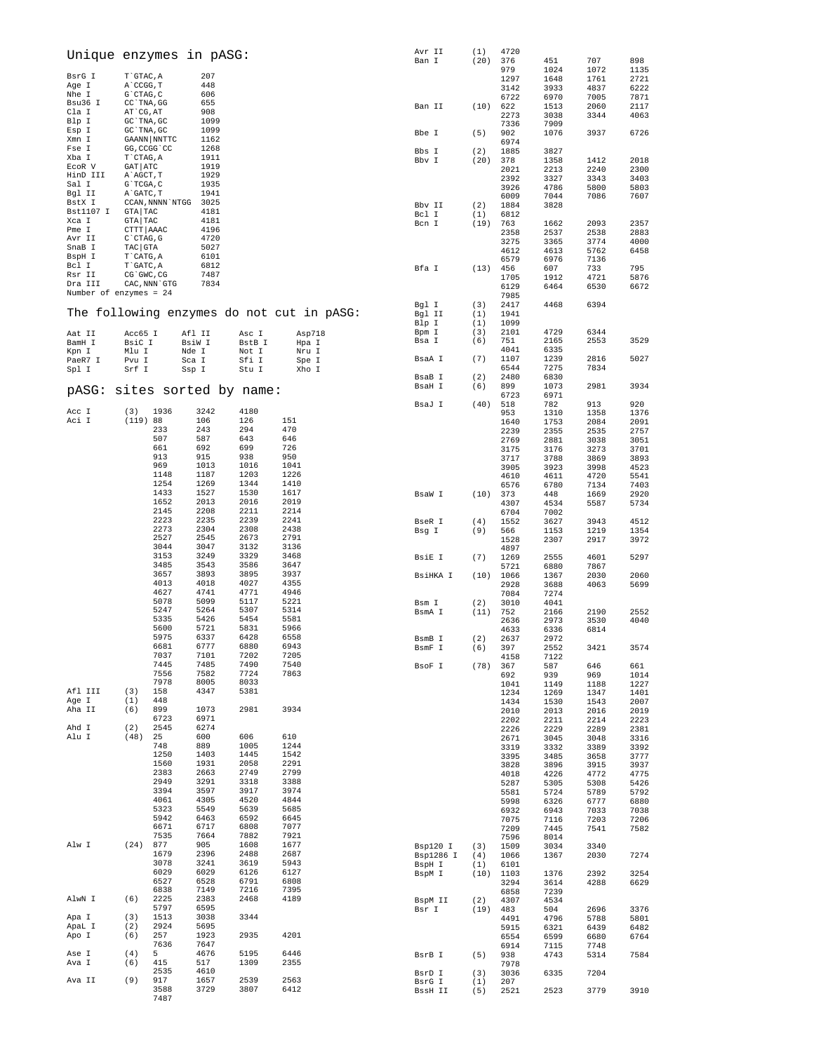## Unique enzymes in pASG:

```
BsrG I      T`GTAC,A         207
Age I       A`CCGG,T         448
Nhe I       G`CTAG,C         606
Bsu36 I     CC`TNA,GG        655
Cla I       AT`CG,AT         908
Blp I       GC`TNA,GC        1099
Esp I       GC`TNA,GC        1099
Xmn I       GAANN|NNTTC      1162
Fse I       GG,CCGG`CC       1268
Xba I       T`CTAG,A         1911
EcoR V      GAT|ATC          1919
HinD III    A`AGCT,T         1929
Sal I       G`TCGA,C         1935
Bgl II      A`GATC,T         1941
BstX I      CCAN,NNNN`NTGG   3025
Bst1107 I   GTA|TAC          4181
Xca I       GTA|TAC          4181
Pme I       CTTT|AAAC        4196
Avr II      C`CTAG,G         4720
SnaB I      TAC|GTA          5027
BspH I      T`CATG,A         6101
Bcl I       T`GATC,A         6812
Rsr II      CG`GWC,CG        7487
Dra III     CAC,NNN`GTG      7834
Number of enzymes = 24
```

## The following enzymes do not cut in pASG:

```
Aat II      Acc65 I     Afl II      Asc I       Asp718
BamH I      BsiC I      BsiW I      BstB I      Hpa I
Kpn I       Mlu I       Nde I       Not I       Nru I
PaeR7 I     Pvu I       Sca I       Sfi I       Spe I
Spl I       Srf I       Ssp I       Stu I       Xho I
```

## pASG: sites sorted by name:

```
Acc I       (3)    1936   3242   4180
Aci I       (119)  88     106    126    151
                   233    243    294    470
                   507    587    643    646
                   661    692    699    726
                   913    915    938    950
                   969    1013   1016   1041
                   1148   1187   1203   1226
                   1254   1269   1344   1410
                   1433   1527   1530   1617
                   1652   2013   2016   2019
                   2145   2208   2211   2214
                   2223   2235   2239   2241
                   2273   2304   2308   2438
                   2527   2545   2673   2791
                   3044   3047   3132   3136
                   3153   3249   3329   3468
                   3485   3543   3586   3647
                   3657   3893   3895   3937
                   4013   4018   4027   4355
                   4627   4741   4771   4946
                   5078   5099   5117   5221
                   5247   5264   5307   5314
                   5335   5426   5454   5581
                   5600   5721   5831   5966
                   5975   6337   6428   6558
                   6681   6777   6880   6943
                   7037   7101   7202   7205
                   7445   7485   7490   7540
                   7556   7582   7724   7863
                   7978   8005   8033
Afl III     (3)    158    4347   5381
Age I       (1)    448
Aha II      (6)    899    1073   2981   3934
                   6723   6971
Ahd I       (2)    2545   6274
Alu I       (48)   25     600    606    610
                   748    889    1005   1244
                   1250   1403   1445   1542
                   1560   1931   2058   2291
                   2383   2663   2749   2799
                   2949   3291   3318   3388
                   3394   3597   3917   3974
                   4061   4305   4520   4844
                   5323   5549   5639   5685
                   5942   6463   6592   6645
                   6671   6717   6808   7077
                   7535   7664   7882   7921
Alw I       (24)   877    905    1608   1677
                   1679   2396   2488   2687
                   3078   3241   3619   5943
                   6029   6029   6126   6127
                   6527   6528   6791   6808
                   6838   7149   7216   7395
AlwN I      (6)    2225   2383   2468   4189
                   5797   6595
Apa I       (3)    1513   3038   3344
ApaL I      (2)    2924   5695
Apo I       (6)    257    1923   2935   4201
                   7636   7647
Ase I       (4)    5      4676   5195   6446
Ava I       (6)    415    517    1309   2355
                   2535   4610
Ava II      (9)    917    1657   2539   2563
                   3588   3729   3807   6412
                   7487
Avr II      (1)    4720
Ban I       (20)   376    451    707    898
                   979    1024   1072   1135
                   1297   1648   1761   2721
                   3142   3933   4837   6222
                   6722   6970   7005   7871
Ban II      (10)   622    1513   2060   2117
                   2273   3038   3344   4063
                   7336   7909
Bbe I       (5)    902    1076   3937   6726
                   6974
Bbs I       (2)    1885   3827
Bbv I       (20)   378    1358   1412   2018
                   2021   2213   2240   2300
                   2392   3327   3343   3403
                   3926   4786   5800   5803
                   6009   7044   7086   7607
Bbv II      (2)    1884   3828
Bcl I       (1)    6812
Bcn I       (19)   763    1662   2093   2357
                   2358   2537   2538   2883
                   3275   3365   3774   4000
                   4612   4613   5762   6458
                   6579   6976   7136
Bfa I       (13)   456    607    733    795
                   1705   1912   4721   5876
                   6129   6464   6530   6672
                   7985
Bgl I       (3)    2417   4468   6394
Bgl II      (1)    1941
Blp I       (1)    1099
Bpm I       (3)    2101   4729   6344
Bsa I       (6)    751    2165   2553   3529
                   4041   6335
BsaA I      (7)    1107   1239   2816   5027
                   6544   7275   7834
BsaB I      (2)    2480   6830
BsaH I      (6)    899    1073   2981   3934
                   6723   6971
BsaJ I      (40)   518    782    913    920
                   953    1310   1358   1376
                   1640   1753   2084   2091
                   2239   2355   2535   2757
                   2769   2881   3038   3051
                   3175   3176   3273   3701
                   3717   3788   3869   3893
                   3905   3923   3998   4523
                   4610   4611   4720   5541
                   6576   6780   7134   7403
BsaW I      (10)   373    448    1669   2920
                   4307   4534   5587   5734
                   6704   7002
BseR I      (4)    1552   3627   3943   4512
Bsg I       (9)    566    1153   1219   1354
                   1528   2307   2917   3972
                   4897
BsiE I      (7)    1269   2555   4601   5297
                   5721   6880   7867
BsiHKA I    (10)   1066   1367   2030   2060
                   2928   3688   4063   5699
                   7084   7274
Bsm I       (2)    3010   4041
BsmA I      (11)   752    2166   2190   2552
                   2636   2973   3530   4040
                   4633   6336   6814
BsmB I      (2)    2637   2972
BsmF I      (6)    397    2552   3421   3574
                   4158   7122
BsoF I      (78)   367    587    646    661
                   692    939    969    1014
                   1041   1149   1188   1227
                   1234   1269   1347   1401
                   1434   1530   1543   2007
                   2010   2013   2016   2019
                   2202   2211   2214   2223
                   2226   2229   2289   2381
                   2671   3045   3048   3316
                   3319   3332   3389   3392
                   3395   3485   3658   3777
                   3828   3896   3915   3937
                   4018   4226   4772   4775
                   5287   5305   5308   5426
                   5581   5724   5789   5792
                   5998   6326   6777   6880
                   6932   6943   7033   7038
                   7075   7116   7203   7206
                   7209   7445   7541   7582
                   7596   8014
Bsp120 I    (3)    1509   3034   3340
Bsp1286 I   (4)    1066   1367   2030   7274
BspH I      (1)    6101
BspM I      (10)   1103   1376   2392   3254
                   3294   3614   4288   6629
                   6858   7239
BspM II     (2)    4307   4534
Bsr I       (19)   483    504    2696   3376
                   4491   4796   5788   5801
                   5915   6321   6439   6482
                   6554   6599   6680   6764
                   6914   7115   7748
BsrB I      (5)    938    4743   5314   7584
                   7978
BsrD I      (3)    3036   6335   7204
BsrG I      (1)    207
BssH II     (5)    2521   2523   3779   3910
```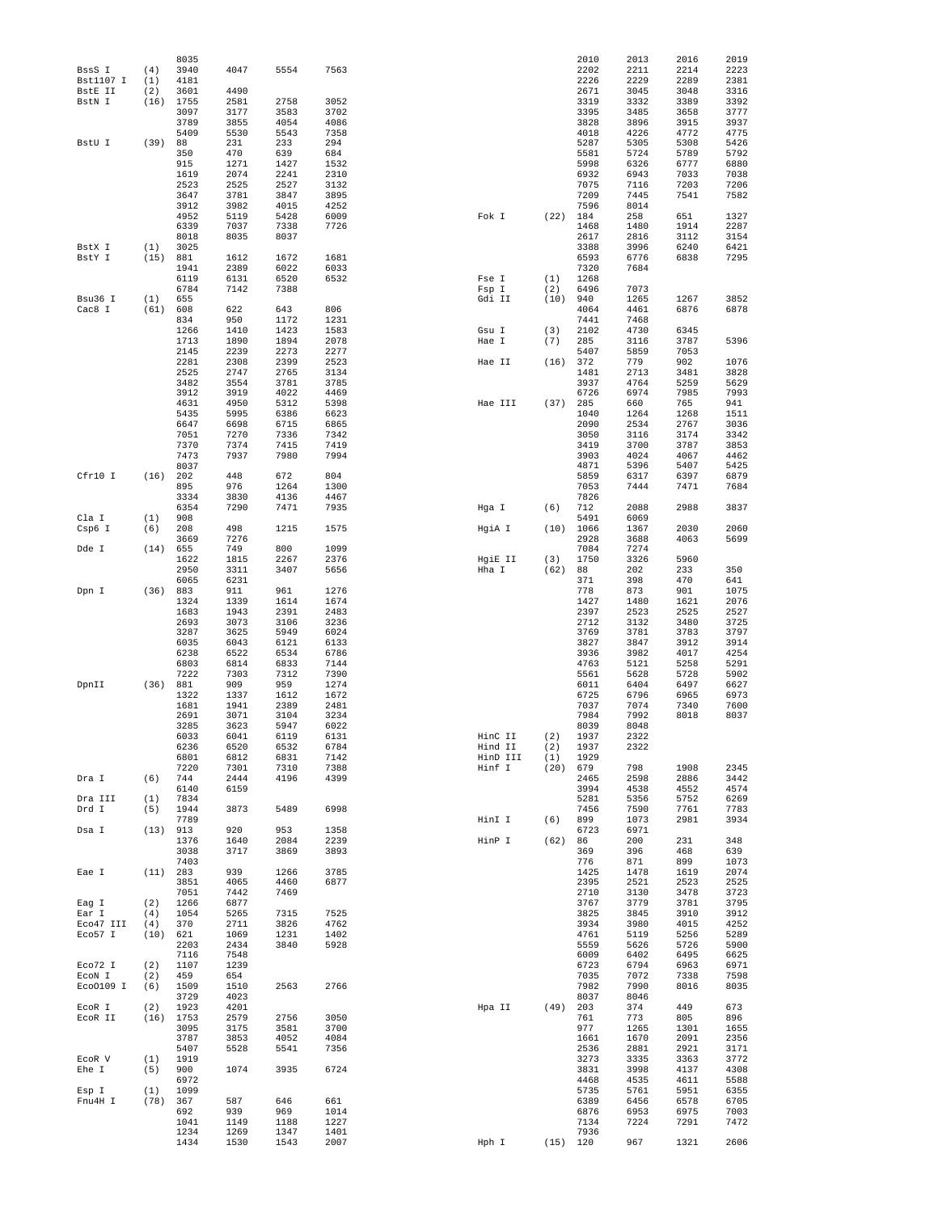```
                8035                                                    2010    2013    2016    2019
BssS I     (4)  3940    4047    5554    7563                            2202    2211    2214    2223
Bst1107 I  (1)  4181                                                    2226    2229    2289    2381
BstE II    (2)  3601    4490                                            2671    3045    3048    3316
BstN I     (16) 1755    2581    2758    3052                            3319    3332    3389    3392
                3097    3177    3583    3702                            3395    3485    3658    3777
                3789    3855    4054    4086                            3828    3896    3915    3937
                5409    5530    5543    7358                            4018    4226    4772    4775
BstU I     (39) 88      231     233     294                             5287    5305    5308    5426
                350     470     639     684                             5581    5724    5789    5792
                915     1271    1427    1532                            5998    6326    6777    6880
                1619    2074    2241    2310                            6932    6943    7033    7038
                2523    2525    2527    3132                            7075    7116    7203    7206
                3647    3781    3847    3895                            7209    7445    7541    7582
                3912    3982    4015    4252                            7596    8014
                4952    5119    5428    6009      Fok I      (22) 184     258     651     1327
                6339    7037    7338    7726                            1468    1480    1914    2287
                8018    8035    8037                                    2617    2816    3112    3154
BstX I     (1)  3025                                                    3388    3996    6240    6421
BstY I     (15) 881     1612    1672    1681                            6593    6776    6838    7295
                1941    2389    6022    6033                            7320    7684
                6119    6131    6520    6532      Fse I      (1)  1268
                6784    7142    7388              Fsp I      (2)  6496    7073
Bsu36 I    (1)  655                               Gdi II     (10) 940     1265    1267    3852
Cac8 I     (61) 608     622     643     806                             4064    4461    6876    6878
                834     950     1172    1231                            7441    7468
                1266    1410    1423    1583      Gsu I      (3)  2102    4730    6345
                1713    1890    1894    2078      Hae I      (7)  285     3116    3787    5396
                2145    2239    2273    2277                            5407    5859    7053
                2281    2308    2399    2523      Hae II     (16) 372     779     902     1076
                2525    2747    2765    3134                            1481    2713    3481    3828
                3482    3554    3781    3785                            3937    4764    5259    5629
                3912    3919    4022    4469                            6726    6974    7985    7993
                4631    4950    5312    5398      Hae III    (37) 285     660     765     941
                5435    5995    6386    6623                            1040    1264    1268    1511
                6647    6698    6715    6865                            2090    2534    2767    3036
                7051    7270    7336    7342                            3050    3116    3174    3342
                7370    7374    7415    7419                            3419    3700    3787    3853
                7473    7937    7980    7994                            3903    4024    4067    4462
                8037                                                    4871    5396    5407    5425
Cfr10 I    (16) 202     448     672     804                             5859    6317    6397    6879
                895     976     1264    1300                            7053    7444    7471    7684
                3334    3830    4136    4467                            7826
                6354    7290    7471    7935      Hga I      (6)  712     2088    2988    3837
Cla I      (1)  908                                                     5491    6069
Csp6 I     (6)  208     498     1215    1575      HgiA I     (10) 1066    1367    2030    2060
                3669    7276                                            2928    3688    4063    5699
Dde I      (14) 655     749     800     1099                            7084    7274
                1622    1815    2267    2376      HgiE II    (3)  1750    3326    5960
                2950    3311    3407    5656      Hha I      (62) 88      202     233     350
                6065    6231                                            371     398     470     641
Dpn I      (36) 883     911     961     1276                            778     873     901     1075
                1324    1339    1614    1674                            1427    1480    1621    2076
                1683    1943    2391    2483                            2397    2523    2525    2527
                2693    3073    3106    3236                            2712    3132    3480    3725
                3287    3625    5949    6024                            3769    3781    3783    3797
                6035    6043    6121    6133                            3827    3847    3912    3914
                6238    6522    6534    6786                            3936    3982    4017    4254
                6803    6814    6833    7144                            4763    5121    5258    5291
                7222    7303    7312    7390                            5561    5628    5728    5902
DpnII      (36) 881     909     959     1274                            6011    6404    6497    6627
                1322    1337    1612    1672                            6725    6796    6965    6973
                1681    1941    2389    2481                            7037    7074    7340    7600
                2691    3071    3104    3234                            7984    7992    8018    8037
                3285    3623    5947    6022                            8039    8048
                6033    6041    6119    6131      HinC II    (2)  1937    2322
                6236    6520    6532    6784      Hind II    (2)  1937    2322
                6801    6812    6831    7142      HinD III   (1)  1929
                7220    7301    7310    7388      Hinf I     (20) 679     798     1908    2345
Dra I      (6)  744     2444    4196    4399                            2465    2598    2886    3442
                6140    6159                                            3994    4538    4552    4574
Dra III    (1)  7834                                                    5281    5356    5752    6269
Drd I      (5)  1944    3873    5489    6998                            7456    7590    7761    7783
                7789                              HinI I     (6)  899     1073    2981    3934
Dsa I      (13) 913     920     953     1358                            6723    6971
                1376    1640    2084    2239      HinP I     (62) 86      200     231     348
                3038    3717    3869    3893                            369     396     468     639
                7403                                                    776     871     899     1073
Eae I      (11) 283     939     1266    3785                            1425    1478    1619    2074
                3851    4065    4460    6877                            2395    2521    2523    2525
                7051    7442    7469                                    2710    3130    3478    3723
Eag I      (2)  1266    6877                                            3767    3779    3781    3795
Ear I      (4)  1054    5265    7315    7525                            3825    3845    3910    3912
Eco47 III  (4)  370     2711    3826    4762                            3934    3980    4015    4252
Eco57 I    (10) 621     1069    1231    1402                            4761    5119    5256    5289
                2203    2434    3840    5928                            5559    5626    5726    5900
                7116    7548                                            6009    6402    6495    6625
Eco72 I    (2)  1107    1239                                            6723    6794    6963    6971
EcoN I     (2)  459     654                                             7035    7072    7338    7598
EcoO109 I  (6)  1509    1510    2563    2766                            7982    7990    8016    8035
                3729    4023                                            8037    8046
EcoR I     (2)  1923    4201                      Hpa II     (49) 203     374     449     673
EcoR II    (16) 1753    2579    2756    3050                            761     773     805     896
                3095    3175    3581    3700                            977     1265    1301    1655
                3787    3853    4052    4084                            1661    1670    2091    2356
                5407    5528    5541    7356                            2536    2881    2921    3171
EcoR V     (1)  1919                                                    3273    3335    3363    3772
Ehe I      (5)  900     1074    3935    6724                            3831    3998    4137    4308
                6972                                                    4468    4535    4611    5588
Esp I      (1)  1099                                                    5735    5761    5951    6355
Fnu4H I    (78) 367     587     646     661                             6389    6456    6578    6705
                692     939     969     1014                            6876    6953    6975    7003
                1041    1149    1188    1227                            7134    7224    7291    7472
                1234    1269    1347    1401                            7936
                1434    1530    1543    2007      Hph I      (15) 120     967     1321    2606
```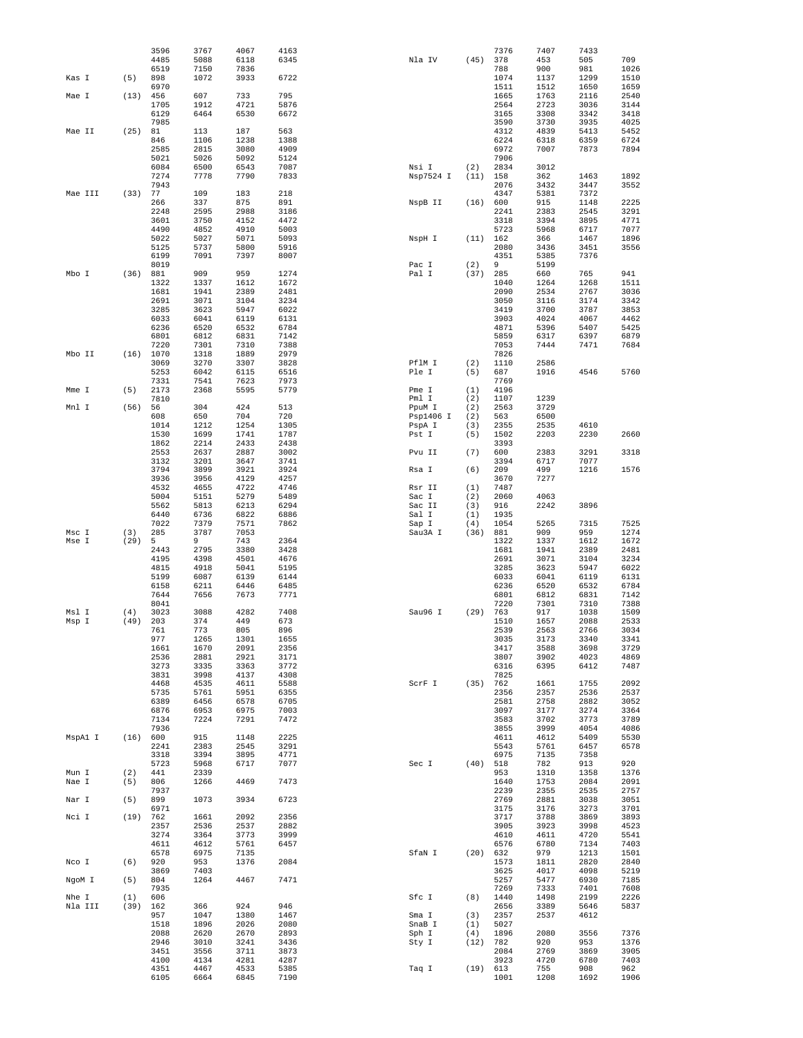```
                3596    3767    4067    4163
                4485    5088    6118    6345
                6519    7150    7836
Kas I     (5)   898     1072    3933    6722
                6970
Mae I     (13)  456     607     733     795
                1705    1912    4721    5876
                6129    6464    6530    6672
                7985
Mae II    (25)  81      113     187     563
                846     1106    1238    1388
                2585    2815    3080    4909
                5021    5026    5092    5124
                6084    6500    6543    7087
                7274    7778    7790    7833
                7943
Mae III   (33)  77      109     183     218
                266     337     875     891
                2248    2595    2988    3186
                3601    3750    4152    4472
                4490    4852    4910    5003
                5022    5027    5071    5093
                5125    5737    5800    5916
                6199    7091    7397    8007
                8019
Mbo I     (36)  881     909     959     1274
                1322    1337    1612    1672
                1681    1941    2389    2481
                2691    3071    3104    3234
                3285    3623    5947    6022
                6033    6041    6119    6131
                6236    6520    6532    6784
                6801    6812    6831    7142
                7220    7301    7310    7388
Mbo II    (16)  1070    1318    1889    2979
                3069    3270    3307    3828
                5253    6042    6115    6516
                7331    7541    7623    7973
Mme I     (5)   2173    2368    5595    5779
                7810
Mnl I     (56)  56      304     424     513
                608     650     704     720
                1014    1212    1254    1305
                1530    1699    1741    1787
                1862    2214    2433    2438
                2553    2637    2887    3002
                3132    3201    3647    3741
                3794    3899    3921    3924
                3936    3956    4129    4257
                4532    4655    4722    4746
                5004    5151    5279    5489
                5562    5813    6213    6294
                6440    6736    6822    6886
                7022    7379    7571    7862
Msc I     (3)   285     3787    7053
Mse I     (29)  5       9       743     2364
                2443    2795    3380    3428
                4195    4398    4501    4676
                4815    4918    5041    5195
                5199    6087    6139    6144
                6158    6211    6446    6485
                7644    7656    7673    7771
                8041
Msl I     (4)   3023    3088    4282    7408
Msp I     (49)  203     374     449     673
                761     773     805     896
                977     1265    1301    1655
                1661    1670    2091    2356
                2536    2881    2921    3171
                3273    3335    3363    3772
                3831    3998    4137    4308
                4468    4535    4611    5588
                5735    5761    5951    6355
                6389    6456    6578    6705
                6876    6953    6975    7003
                7134    7224    7291    7472
                7936
MspA1 I   (16)  600     915     1148    2225
                2241    2383    2545    3291
                3318    3394    3895    4771
                5723    5968    6717    7077
Mun I     (2)   441     2339
Nae I     (5)   806     1266    4469    7473
                7937
Nar I     (5)   899     1073    3934    6723
                6971
Nci I     (19)  762     1661    2092    2356
                2357    2536    2537    2882
                3274    3364    3773    3999
                4611    4612    5761    6457
                6578    6975    7135
Nco I     (6)   920     953     1376    2084
                3869    7403
NgoM I    (5)   804     1264    4467    7471
                7935
Nhe I     (1)   606
Nla III   (39)  162     366     924     946
                957     1047    1380    1467
                1518    1896    2026    2080
                2088    2620    2670    2893
                2946    3010    3241    3436
                3451    3556    3711    3873
                4100    4134    4281    4287
                4351    4467    4533    5385
                6105    6664    6845    7190
                7376    7407    7433
Nla IV    (45)  378     453     505     709
                788     900     981     1026
                1074    1137    1299    1510
                1511    1512    1650    1659
                1665    1763    2116    2540
                2564    2723    3036    3144
                3165    3308    3342    3418
                3590    3730    3935    4025
                4312    4839    5413    5452
                6224    6318    6359    6724
                6972    7007    7873    7894
                7906
Nsi I     (2)   2834    3012
Nsp7524 I (11)  158     362     1463    1892
                2076    3432    3447    3552
                4347    5381    7372
NspB II   (16)  600     915     1148    2225
                2241    2383    2545    3291
                3318    3394    3895    4771
                5723    5968    6717    7077
NspH I    (11)  162     366     1467    1896
                2080    3436    3451    3556
                4351    5385    7376
Pac I     (2)   9       5199
Pal I     (37)  285     660     765     941
                1040    1264    1268    1511
                2090    2534    2767    3036
                3050    3116    3174    3342
                3419    3700    3787    3853
                3903    4024    4067    4462
                4871    5396    5407    5425
                5859    6317    6397    6879
                7053    7444    7471    7684
                7826
PflM I    (2)   1110    2586
Ple I     (5)   687     1916    4546    5760
                7769
Pme I     (1)   4196
Pml I     (2)   1107    1239
PpuM I    (2)   2563    3729
Psp1406 I (2)   563     6500
PspA I    (3)   2355    2535    4610
Pst I     (5)   1502    2203    2230    2660
                3393
Pvu II    (7)   600     2383    3291    3318
                3394    6717    7077
Rsa I     (6)   209     499     1216    1576
                3670    7277
Rsr II    (1)   7487
Sac I     (2)   2060    4063
Sac II    (3)   916     2242    3896
Sal I     (1)   1935
Sap I     (4)   1054    5265    7315    7525
Sau3A I   (36)  881     909     959     1274
                1322    1337    1612    1672
                1681    1941    2389    2481
                2691    3071    3104    3234
                3285    3623    5947    6022
                6033    6041    6119    6131
                6236    6520    6532    6784
                6801    6812    6831    7142
                7220    7301    7310    7388
Sau96 I   (29)  763     917     1038    1509
                1510    1657    2088    2533
                2539    2563    2766    3034
                3035    3173    3340    3341
                3417    3588    3698    3729
                3807    3902    4023    4869
                6316    6395    6412    7487
                7825
ScrF I    (35)  762     1661    1755    2092
                2356    2357    2536    2537
                2581    2758    2882    3052
                3097    3177    3274    3364
                3583    3702    3773    3789
                3855    3999    4054    4086
                4611    4612    5409    5530
                5543    5761    6457    6578
                6975    7135    7358
Sec I     (40)  518     782     913     920
                953     1310    1358    1376
                1640    1753    2084    2091
                2239    2355    2535    2757
                2769    2881    3038    3051
                3175    3176    3273    3701
                3717    3788    3869    3893
                3905    3923    3998    4523
                4610    4611    4720    5541
                6576    6780    7134    7403
SfaN I    (20)  632     979     1213    1501
                1573    1811    2820    2840
                3625    4017    4098    5219
                5257    5477    6930    7185
                7269    7333    7401    7608
Sfc I     (8)   1440    1498    2199    2226
                2656    3389    5646    5837
Sma I     (3)   2357    2537    4612
SnaB I    (1)   5027
Sph I     (4)   1896    2080    3556    7376
Sty I     (12)  782     920     953     1376
                2084    2769    3869    3905
                3923    4720    6780    7403
Taq I     (19)  613     755     908     962
                1001    1208    1692    1906
```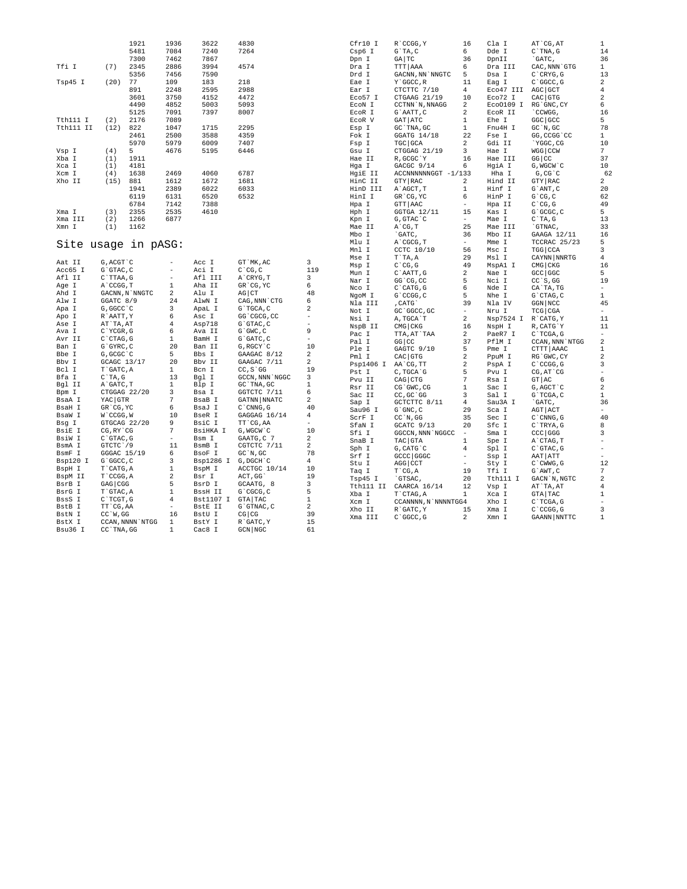| | | | | | |
|---|---|---|---|---|---|
| | | 1921 | 1936 | 3622 | 4830 |
| | | 5481 | 7084 | 7240 | 7264 |
| | | 7300 | 7462 | 7867 | |
| Tfi I | (7) | 2345 | 2886 | 3994 | 4574 |
| | | 5356 | 7456 | 7590 | |
| Tsp45 I | (20) | 77 | 109 | 183 | 218 |
| | | 891 | 2248 | 2595 | 2988 |
| | | 3601 | 3750 | 4152 | 4472 |
| | | 4490 | 4852 | 5003 | 5093 |
| | | 5125 | 7091 | 7397 | 8007 |
| Tth111 I | (2) | 2176 | 7089 | | |
| Tth111 II | (12) | 822 | 1047 | 1715 | 2295 |
| | | 2461 | 2500 | 3588 | 4359 |
| | | 5970 | 5979 | 6009 | 7407 |
| Vsp I | (4) | 5 | 4676 | 5195 | 6446 |
| Xba I | (1) | 1911 | | | |
| Xca I | (1) | 4181 | | | |
| Xcm I | (4) | 1638 | 2469 | 4060 | 6787 |
| Xho II | (15) | 881 | 1612 | 1672 | 1681 |
| | | 1941 | 2389 | 6022 | 6033 |
| | | 6119 | 6131 | 6520 | 6532 |
| | | 6784 | 7142 | 7388 | |
| Xma I | (3) | 2355 | 2535 | 4610 | |
| Xma III | (2) | 1266 | 6877 | | |
| Xmn I | (1) | 1162 | | | |

## Site usage in pASG:

| | | | | | |
|---|---|---|---|---|---|
| Aat II | G,ACGT`C | - | Acc I | GT`MK,AC | 3 |
| Acc65 I | G`GTAC,C | - | Aci I | C`CG,C | 119 |
| Afl II | C`TTAA,G | - | Afl III | A`CRYG,T | 3 |
| Age I | A`CCGG,T | 1 | Aha II | GR`CG,YC | 6 |
| Ahd I | GACNN,N`NNGTC | 2 | Alu I | AG\|CT | 48 |
| Alw I | GGATC 8/9 | 24 | AlwN I | CAG,NNN`CTG | 6 |
| Apa I | G,GGCC`C | 3 | ApaL I | G`TGCA,C | 2 |
| Apo I | R`AATT,Y | 6 | Asc I | GG`CGCG,CC | - |
| Ase I | AT`TA,AT | 4 | Asp718 | G`GTAC,C | - |
| Ava I | C`YCGR,G | 6 | Ava II | G`GWC,C | 9 |
| Avr II | C`CTAG,G | 1 | BamH I | G`GATC,C | - |
| Ban I | G`GYRC,C | 20 | Ban II | G,RGCY`C | 10 |
| Bbe I | G,GCGC`C | 5 | Bbs I | GAAGAC 8/12 | 2 |
| Bbv I | GCAGC 13/17 | 20 | Bbv II | GAAGAC 7/11 | 2 |
| Bcl I | T`GATC,A | 1 | Bcn I | CC,S`GG | 19 |
| Bfa I | C`TA,G | 13 | Bgl I | GCCN,NNN`NGGC | 3 |
| Bgl II | A`GATC,T | 1 | Blp I | GC`TNA,GC | 1 |
| Bpm I | CTGGAG 22/20 | 3 | Bsa I | GGTCTC 7/11 | 6 |
| BsaA I | YAC\|GTR | 7 | BsaB I | GATNN\|NNATC | 2 |
| BsaH I | GR`CG,YC | 6 | BsaJ I | C`CNNG,G | 40 |
| BsaW I | W`CCGG,W | 10 | BseR I | GAGGAG 16/14 | 4 |
| Bsg I | GTGCAG 22/20 | 9 | BsiC I | TT`CG,AA | - |
| BsiE I | CG,RY`CG | 7 | BsiHKA I | G,WGCW`C | 10 |
| BsiW I | C`GTAC,G | - | Bsm I | GAATG,C 7 | 2 |
| BsmA I | GTCTC`/9 | 11 | BsmB I | CGTCTC 7/11 | 2 |
| BsmF I | GGGAC 15/19 | 6 | BsoF I | GC`N,GC | 78 |
| Bsp120 I | G`GGCC,C | 3 | Bsp1286 I | G,DGCH`C | 4 |
| BspH I | T`CATG,A | 1 | BspM I | ACCTGC 10/14 | 10 |
| BspM II | T`CCGG,A | 2 | Bsr I | ACT,GG` | 19 |
| BsrB I | GAG\|CGG | 5 | BsrD I | GCAATG, 8 | 3 |
| BsrG I | T`GTAC,A | 1 | BssH II | G`CGCG,C | 5 |
| BssS I | C`TCGT,G | 4 | Bst1107 I | GTA\|TAC | 1 |
| BstB I | TT`CG,AA | - | BstE II | G`GTNAC,C | 2 |
| BstN I | CC`W,GG | 16 | BstU I | CG\|CG | 39 |
| BstX I | CCAN,NNNN`NTGG | 1 | BstY I | R`GATC,Y | 15 |
| Bsu36 I | CC`TNA,GG | 1 | Cac8 I | GCN\|NGC | 61 |
| Cfr10 I | R`CCGG,Y | 16 | Cla I | AT`CG,AT | 1 |
| Csp6 I | G`TA,C | 6 | Dde I | C`TNA,G | 14 |
| Dpn I | GA\|TC | 36 | DpnII | `GATC, | 36 |
| Dra I | TTT\|AAA | 6 | Dra III | CAC,NNN`GTG | 1 |
| Drd I | GACNN,NN`NNGTC | 5 | Dsa I | C`CRYG,G | 13 |
| Eae I | Y`GGCC,R | 11 | Eag I | C`GGCC,G | 2 |
| Ear I | CTCTTC 7/10 | 4 | Eco47 III | AGC\|GCT | 4 |
| Eco57 I | CTGAAG 21/19 | 10 | Eco72 I | CAC\|GTG | 2 |
| EcoN I | CCTNN`N,NNAGG | 2 | EcoO109 I | RG`GNC,CY | 6 |
| EcoR I | G`AATT,C | 2 | EcoR II | `CCWGG, | 16 |
| EcoR V | GAT\|ATC | 1 | Ehe I | GGC\|GCC | 5 |
| Esp I | GC`TNA,GC | 1 | Fnu4H I | GC`N,GC | 78 |
| Fok I | GGATG 14/18 | 22 | Fse I | GG,CCGG`CC | 1 |
| Fsp I | TGC\|GCA | 2 | Gdi II | `YGGC,CG | 10 |
| Gsu I | CTGGAG 21/19 | 3 | Hae I | WGG\|CCW | 7 |
| Hae II | R,GCGC`Y | 16 | Hae III | GG\|CC | 37 |
| Hga I | GACGC 9/14 | 6 | HgiA I | G,WGCW`C | 10 |
| HgiE II | ACCNNNNNNGGT -1/133 | | Hha I | G,CG`C | 62 |
| HinC II | GTY\|RAC | 2 | Hind II | GTY\|RAC | 2 |
| HinD III | A`AGCT,T | 1 | Hinf I | G`ANT,C | 20 |
| HinI I | GR`CG,YC | 6 | HinP I | G`CG,C | 62 |
| Hpa I | GTT\|AAC | - | Hpa II | C`CG,G | 49 |
| Hph I | GGTGA 12/11 | 15 | Kas I | G`GCGC,C | 5 |
| Kpn I | G,GTAC`C | - | Mae I | C`TA,G | 13 |
| Mae II | A`CG,T | 25 | Mae III | `GTNAC, | 33 |
| Mbo I | `GATC, | 36 | Mbo II | GAAGA 12/11 | 16 |
| Mlu I | A`CGCG,T | - | Mme I | TCCRAC 25/23 | 5 |
| Mnl I | CCTC 10/10 | 56 | Msc I | TGG\|CCA | 3 |
| Mse I | T`TA,A | 29 | Msl I | CAYNN\|NNRTG | 4 |
| Msp I | C`CG,G | 49 | MspA1 I | CMG\|CKG | 16 |
| Mun I | C`AATT,G | 2 | Nae I | GCC\|GGC | 5 |
| Nar I | GG`CG,CC | 5 | Nci I | CC`S,GG | 19 |
| Nco I | C`CATG,G | 6 | Nde I | CA`TA,TG | - |
| NgoM I | G`CCGG,C | 5 | Nhe I | G`CTAG,C | 1 |
| Nla III | ,CATG` | 39 | Nla IV | GGN\|NCC | 45 |
| Not I | GC`GGCC,GC | - | Nru I | TCG\|CGA | - |
| Nsi I | A,TGCA`T | 2 | Nsp7524 I | R`CATG,Y | 11 |
| NspB II | CMG\|CKG | 16 | NspH I | R,CATG`Y | 11 |
| Pac I | TTA,AT`TAA | 2 | PaeR7 I | C`TCGA,G | - |
| Pal I | GG\|CC | 37 | PflM I | CCAN,NNN`NTGG | 2 |
| Ple I | GAGTC 9/10 | 5 | Pme I | CTTT\|AAAC | 1 |
| Pml I | CAC\|GTG | 2 | PpuM I | RG`GWC,CY | 2 |
| Psp1406 I | AA`CG,TT | 2 | PspA I | C`CCGG,G | 3 |
| Pst I | C,TGCA`G | 5 | Pvu I | CG,AT`CG | - |
| Pvu II | CAG\|CTG | 7 | Rsa I | GT\|AC | 6 |
| Rsr II | CG`GWC,CG | 1 | Sac I | G,AGCT`C | 2 |
| Sac II | CC,GC`GG | 3 | Sal I | G`TCGA,C | 1 |
| Sap I | GCTCTTC 8/11 | 4 | Sau3A I | `GATC, | 36 |
| Sau96 I | G`GNC,C | 29 | Sca I | AGT\|ACT | - |
| ScrF I | CC`N,GG | 35 | Sec I | C`CNNG,G | 40 |
| SfaN I | GCATC 9/13 | 20 | Sfc I | C`TRYA,G | 8 |
| Sfi I | GGCCN,NNN`NGGCC | - | Sma I | CCC\|GGG | 3 |
| SnaB I | TAC\|GTA | 1 | Spe I | A`CTAG,T | - |
| Sph I | G,CATG`C | 4 | Spl I | C`GTAC,G | - |
| Srf I | GCCC\|GGGC | - | Ssp I | AAT\|ATT | - |
| Stu I | AGG\|CCT | - | Sty I | C`CWWG,G | 12 |
| Taq I | T`CG,A | 19 | Tfi I | G`AWT,C | 7 |
| Tsp45 I | `GTSAC, | 20 | Tth111 I | GACN`N,NGTC | 2 |
| Tth111 II | CAARCA 16/14 | 12 | Vsp I | AT`TA,AT | 4 |
| Xba I | T`CTAG,A | 1 | Xca I | GTA\|TAC | 1 |
| Xcm I | CCANNNN,N`NNNNTGG | 4 | Xho I | C`TCGA,G | - |
| Xho II | R`GATC,Y | 15 | Xma I | C`CCGG,G | 3 |
| Xma III | C`GGCC,G | 2 | Xmn I | GAANN\|NNTTC | 1 |